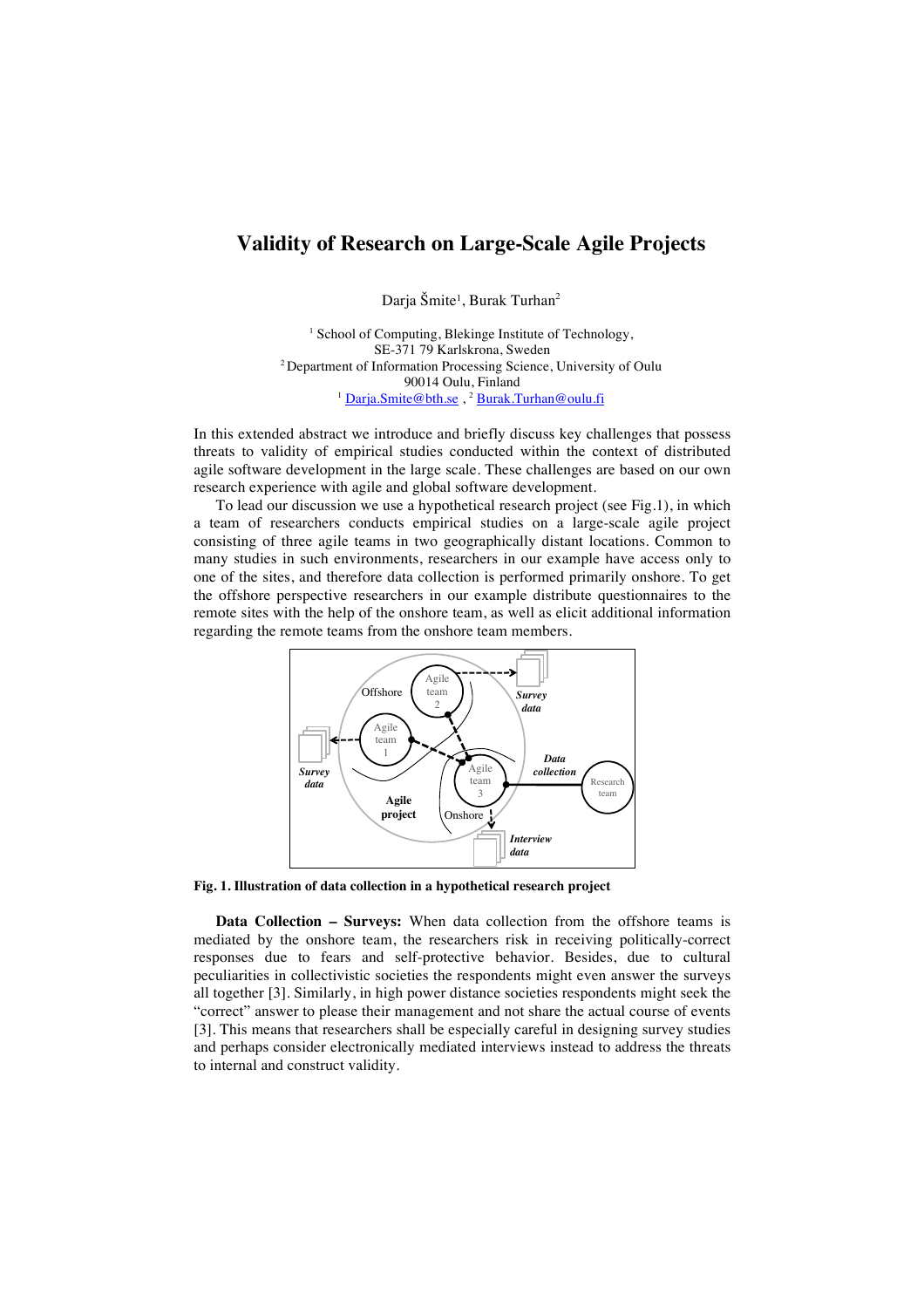# Validity of Research on Large-Scale Agile Projects

Darja Šmite[1], Burak Turhan[2]

[1] School of Computing, Blekinge Institute of Technology, SE-371 79 Karlskrona, Sweden
[2] Department of Information Processing Science, University of Oulu 90014 Oulu, Finland
[1] Darja.Smite@bth.se , [2] Burak.Turhan@oulu.fi

In this extended abstract we introduce and briefly discuss key challenges that possess threats to validity of empirical studies conducted within the context of distributed agile software development in the large scale. These challenges are based on our own research experience with agile and global software development.

To lead our discussion we use a hypothetical research project (see Fig.1), in which a team of researchers conducts empirical studies on a large-scale agile project consisting of three agile teams in two geographically distant locations. Common to many studies in such environments, researchers in our example have access only to one of the sites, and therefore data collection is performed primarily onshore. To get the offshore perspective researchers in our example distribute questionnaires to the remote sites with the help of the onshore team, as well as elicit additional information regarding the remote teams from the onshore team members.

**Fig. 1. Illustration of data collection in a hypothetical research project**

**Data Collection – Surveys:** When data collection from the offshore teams is mediated by the onshore team, the researchers risk in receiving politically-correct responses due to fears and self-protective behavior. Besides, due to cultural peculiarities in collectivistic societies the respondents might even answer the surveys all together [3]. Similarly, in high power distance societies respondents might seek the "correct" answer to please their management and not share the actual course of events [3]. This means that researchers shall be especially careful in designing survey studies and perhaps consider electronically mediated interviews instead to address the threats to internal and construct validity.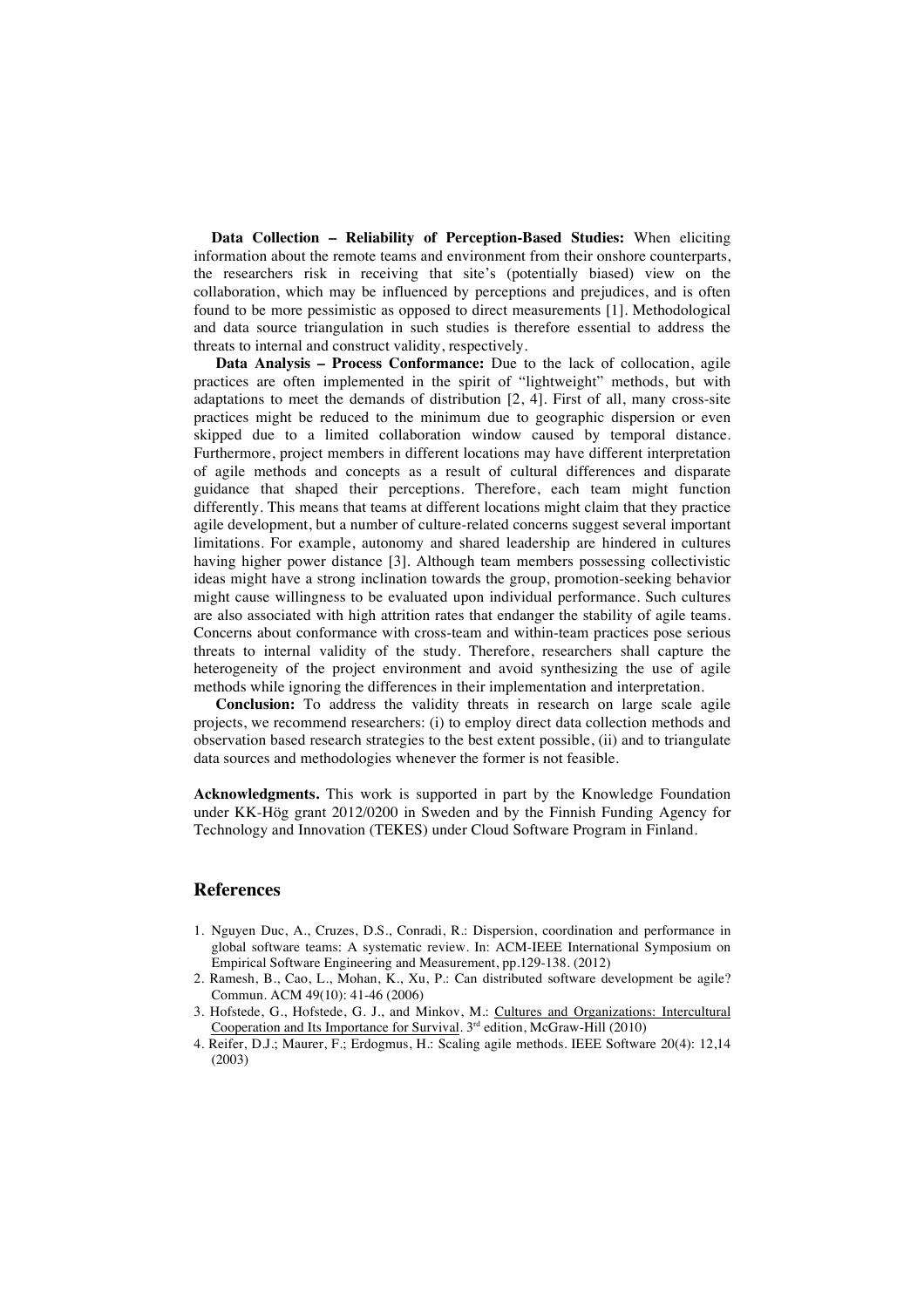**Data Collection – Reliability of Perception-Based Studies:** When eliciting information about the remote teams and environment from their onshore counterparts, the researchers risk in receiving that site's (potentially biased) view on the collaboration, which may be influenced by perceptions and prejudices, and is often found to be more pessimistic as opposed to direct measurements [1]. Methodological and data source triangulation in such studies is therefore essential to address the threats to internal and construct validity, respectively.

**Data Analysis – Process Conformance:** Due to the lack of collocation, agile practices are often implemented in the spirit of "lightweight" methods, but with adaptations to meet the demands of distribution [2, 4]. First of all, many cross-site practices might be reduced to the minimum due to geographic dispersion or even skipped due to a limited collaboration window caused by temporal distance. Furthermore, project members in different locations may have different interpretation of agile methods and concepts as a result of cultural differences and disparate guidance that shaped their perceptions. Therefore, each team might function differently. This means that teams at different locations might claim that they practice agile development, but a number of culture-related concerns suggest several important limitations. For example, autonomy and shared leadership are hindered in cultures having higher power distance [3]. Although team members possessing collectivistic ideas might have a strong inclination towards the group, promotion-seeking behavior might cause willingness to be evaluated upon individual performance. Such cultures are also associated with high attrition rates that endanger the stability of agile teams. Concerns about conformance with cross-team and within-team practices pose serious threats to internal validity of the study. Therefore, researchers shall capture the heterogeneity of the project environment and avoid synthesizing the use of agile methods while ignoring the differences in their implementation and interpretation.

**Conclusion:** To address the validity threats in research on large scale agile projects, we recommend researchers: (i) to employ direct data collection methods and observation based research strategies to the best extent possible, (ii) and to triangulate data sources and methodologies whenever the former is not feasible.

**Acknowledgments.** This work is supported in part by the Knowledge Foundation under KK-Hög grant 2012/0200 in Sweden and by the Finnish Funding Agency for Technology and Innovation (TEKES) under Cloud Software Program in Finland.

## References

1. Nguyen Duc, A., Cruzes, D.S., Conradi, R.: Dispersion, coordination and performance in global software teams: A systematic review. In: ACM-IEEE International Symposium on Empirical Software Engineering and Measurement, pp.129-138. (2012)
2. Ramesh, B., Cao, L., Mohan, K., Xu, P.: Can distributed software development be agile? Commun. ACM 49(10): 41-46 (2006)
3. Hofstede, G., Hofstede, G. J., and Minkov, M.: Cultures and Organizations: Intercultural Cooperation and Its Importance for Survival. 3rd edition, McGraw-Hill (2010)
4. Reifer, D.J.; Maurer, F.; Erdogmus, H.: Scaling agile methods. IEEE Software 20(4): 12,14 (2003)